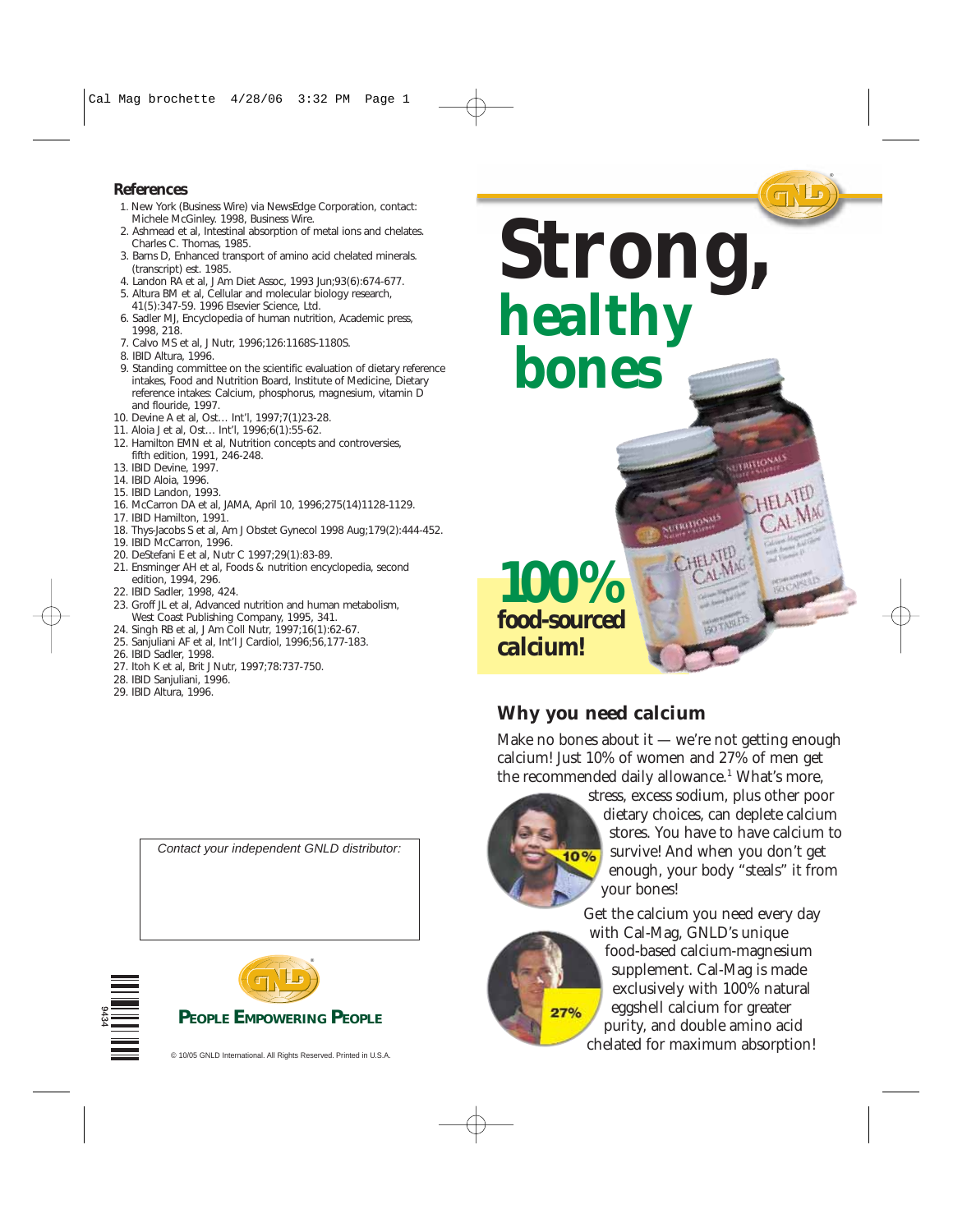## References

1. New York (Business Wire) via NewsEdge Corporation, contact: Michele McGinley. 1998, Business Wire.
2. Ashmead et al, Intestinal absorption of metal ions and chelates. Charles C. Thomas, 1985.
3. Barns D, Enhanced transport of amino acid chelated minerals. (transcript) est. 1985.
4. Landon RA et al, J Am Diet Assoc, 1993 Jun;93(6):674-677.
5. Altura BM et al, Cellular and molecular biology research, 41(5):347-59. 1996 Elsevier Science, Ltd.
6. Sadler MJ, Encyclopedia of human nutrition, Academic press, 1998, 218.
7. Calvo MS et al, J Nutr, 1996;126:1168S-1180S.
8. IBID Altura, 1996.
9. Standing committee on the scientific evaluation of dietary reference intakes, Food and Nutrition Board, Institute of Medicine, Dietary reference intakes: Calcium, phosphorus, magnesium, vitamin D and flouride, 1997.
10. Devine A et al, Ost... Int'l, 1997;7(1)23-28.
11. Aloia J et al, Ost... Int'l, 1996;6(1):55-62.
12. Hamilton EMN et al, Nutrition concepts and controversies, fifth edition, 1991, 246-248.
13. IBID Devine, 1997.
14. IBID Aloia, 1996.
15. IBID Landon, 1993.
16. McCarron DA et al, JAMA, April 10, 1996;275(14)1128-1129.
17. IBID Hamilton, 1991.
18. Thys-Jacobs S et al, Am J Obstet Gynecol 1998 Aug;179(2):444-452.
19. IBID McCarron, 1996.
20. DeStefani E et al, Nutr C 1997;29(1):83-89.
21. Ensminger AH et al, Foods & nutrition encyclopedia, second edition, 1994, 296.
22. IBID Sadler, 1998, 424.
23. Groff JL et al, Advanced nutrition and human metabolism, West Coast Publishing Company, 1995, 341.
24. Singh RB et al, J Am Coll Nutr, 1997;16(1):62-67.
25. Sanjuliani AF et al, Int'l J Cardiol, 1996;56,177-183.
26. IBID Sadler, 1998.
27. Itoh K et al, Brit J Nutr, 1997;78:737-750.
28. IBID Sanjuliani, 1996.
29. IBID Altura, 1996.

*Contact your independent GNLD distributor:*

GNLD

**PEOPLE EMPOWERING PEOPLE**

© 10/05 GNLD International. All Rights Reserved. Printed in U.S.A.

# Strong, healthy bones

**100% food-sourced calcium!**

## Why you need calcium

Make no bones about it — we're not getting enough calcium! Just 10% of women and 27% of men get the recommended daily allowance.[1] What's more, stress, excess sodium, plus other poor dietary choices, can deplete calcium stores. You have to have calcium to survive! And when you don't get enough, your body "steals" it from your bones!

Get the calcium you need every day with Cal-Mag, GNLD's unique food-based calcium-magnesium supplement. Cal-Mag is made exclusively with 100% natural eggshell calcium for greater purity, and double amino acid chelated for maximum absorption!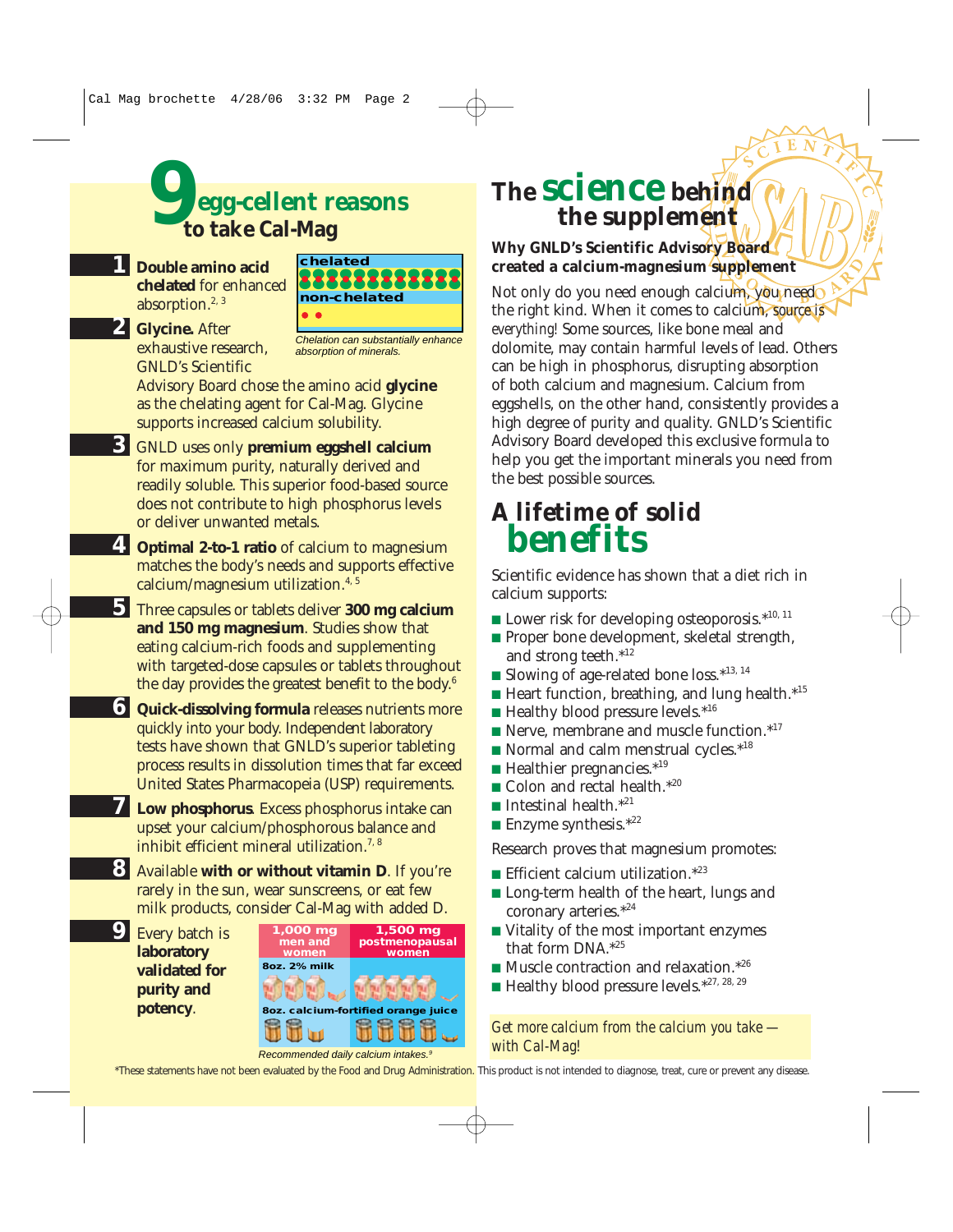# 9 egg-cellent reasons to take Cal-Mag

**1** **Double amino acid chelated** for enhanced absorption.[2, 3]

chelated

non-chelated

*Chelation can substantially enhance absorption of minerals.*

**2** **Glycine.** After exhaustive research, GNLD's Scientific Advisory Board chose the amino acid **glycine** as the chelating agent for Cal-Mag. Glycine supports increased calcium solubility.

**3** GNLD uses only **premium eggshell calcium** for maximum purity, naturally derived and readily soluble. This superior food-based source does not contribute to high phosphorus levels or deliver unwanted metals.

**4** **Optimal 2-to-1 ratio** of calcium to magnesium matches the body's needs and supports effective calcium/magnesium utilization.[4, 5]

**5** Three capsules or tablets deliver **300 mg calcium and 150 mg magnesium**. Studies show that eating calcium-rich foods and supplementing with targeted-dose capsules or tablets throughout the day provides the greatest benefit to the body.[6]

**6** **Quick-dissolving formula** releases nutrients more quickly into your body. Independent laboratory tests have shown that GNLD's superior tableting process results in dissolution times that far exceed United States Pharmacopeia (USP) requirements.

**7** **Low phosphorus**. Excess phosphorus intake can upset your calcium/phosphorous balance and inhibit efficient mineral utilization.[7, 8]

**8** Available **with or without vitamin D**. If you're rarely in the sun, wear sunscreens, or eat few milk products, consider Cal-Mag with added D.

**9** Every batch is **laboratory validated for purity and potency**.

1,000 mg men and women

1,500 mg postmenopausal women

8oz. 2% milk

8oz. calcium-fortified orange juice

*Recommended daily calcium intakes.*[9]

# The science behind the supplement

**Why GNLD's Scientific Advisory Board created a calcium-magnesium supplement**

Not only do you need enough calcium, you need the right kind. When it comes to calcium, source is *everything!* Some sources, like bone meal and dolomite, may contain harmful levels of lead. Others can be high in phosphorus, disrupting absorption of both calcium and magnesium. Calcium from eggshells, on the other hand, consistently provides a high degree of purity and quality. GNLD's Scientific Advisory Board developed this exclusive formula to help you get the important minerals you need from the best possible sources.

## A lifetime of solid benefits

Scientific evidence has shown that a diet rich in calcium supports:

- Lower risk for developing osteoporosis.*[10, 11]
- Proper bone development, skeletal strength, and strong teeth.*[12]
- Slowing of age-related bone loss.*[13, 14]
- Heart function, breathing, and lung health.*[15]
- Healthy blood pressure levels.*[16]
- Nerve, membrane and muscle function.*[17]
- Normal and calm menstrual cycles.*[18]
- Healthier pregnancies.*[19]
- Colon and rectal health.*[20]
- Intestinal health.*[21]
- Enzyme synthesis.*[22]

Research proves that magnesium promotes:

- Efficient calcium utilization.*[23]
- Long-term health of the heart, lungs and coronary arteries.*[24]
- Vitality of the most important enzymes that form DNA.*[25]
- Muscle contraction and relaxation.*[26]
- Healthy blood pressure levels.*[27, 28, 29]

*Get more calcium from the calcium you take — with Cal-Mag!*

*These statements have not been evaluated by the Food and Drug Administration. This product is not intended to diagnose, treat, cure or prevent any disease.